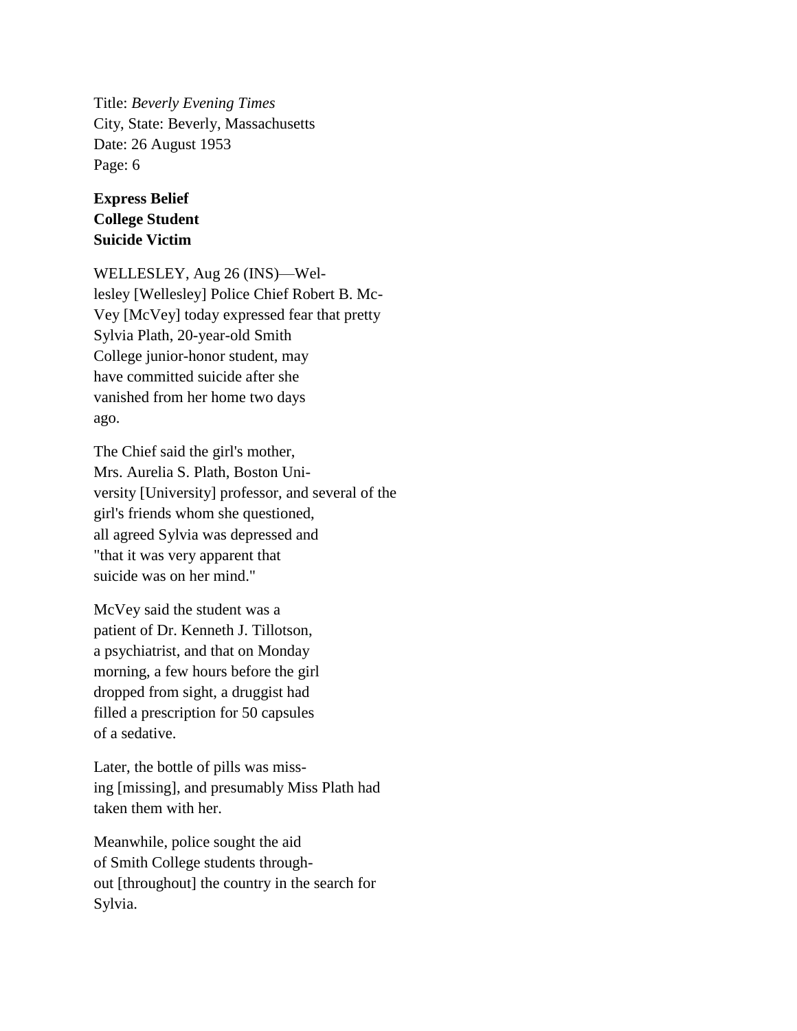Title: *Beverly Evening Times*
City, State: Beverly, Massachusetts
Date: 26 August 1953
Page: 6

**Express Belief College Student Suicide Victim**

WELLESLEY, Aug 26 (INS)—Wellesley [Wellesley] Police Chief Robert B. McVey [McVey] today expressed fear that pretty Sylvia Plath, 20-year-old Smith College junior-honor student, may have committed suicide after she vanished from her home two days ago.

The Chief said the girl's mother, Mrs. Aurelia S. Plath, Boston University [University] professor, and several of the girl's friends whom she questioned, all agreed Sylvia was depressed and "that it was very apparent that suicide was on her mind."

McVey said the student was a patient of Dr. Kenneth J. Tillotson, a psychiatrist, and that on Monday morning, a few hours before the girl dropped from sight, a druggist had filled a prescription for 50 capsules of a sedative.

Later, the bottle of pills was missing [missing], and presumably Miss Plath had taken them with her.

Meanwhile, police sought the aid of Smith College students throughout [throughout] the country in the search for Sylvia.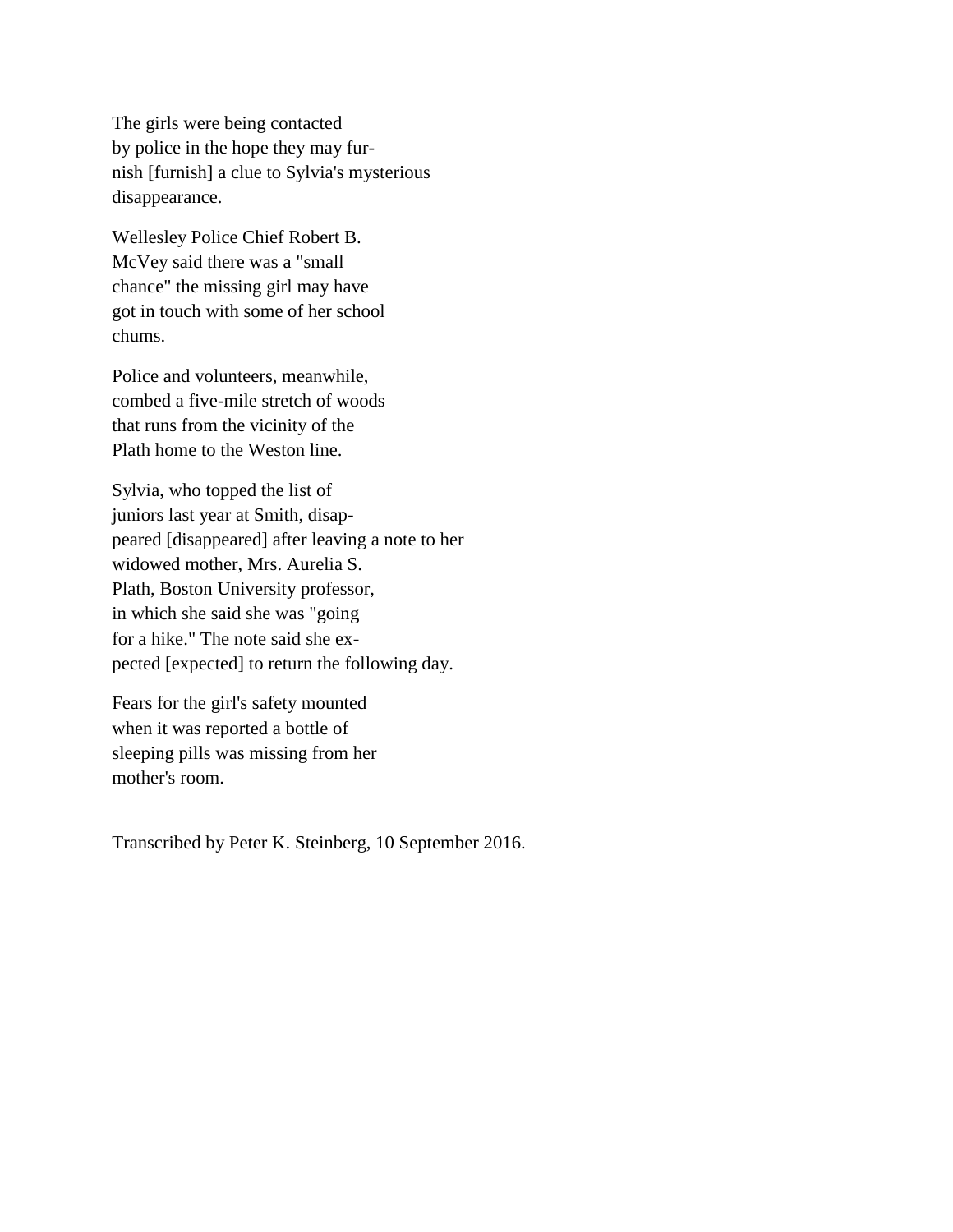The girls were being contacted
by police in the hope they may fur-
nish [furnish] a clue to Sylvia's mysterious
disappearance.

Wellesley Police Chief Robert B.
McVey said there was a "small
chance" the missing girl may have
got in touch with some of her school
chums.

Police and volunteers, meanwhile,
combed a five-mile stretch of woods
that runs from the vicinity of the
Plath home to the Weston line.

Sylvia, who topped the list of
juniors last year at Smith, disap-
peared [disappeared] after leaving a note to her
widowed mother, Mrs. Aurelia S.
Plath, Boston University professor,
in which she said she was "going
for a hike." The note said she ex-
pected [expected] to return the following day.

Fears for the girl's safety mounted
when it was reported a bottle of
sleeping pills was missing from her
mother's room.

Transcribed by Peter K. Steinberg, 10 September 2016.